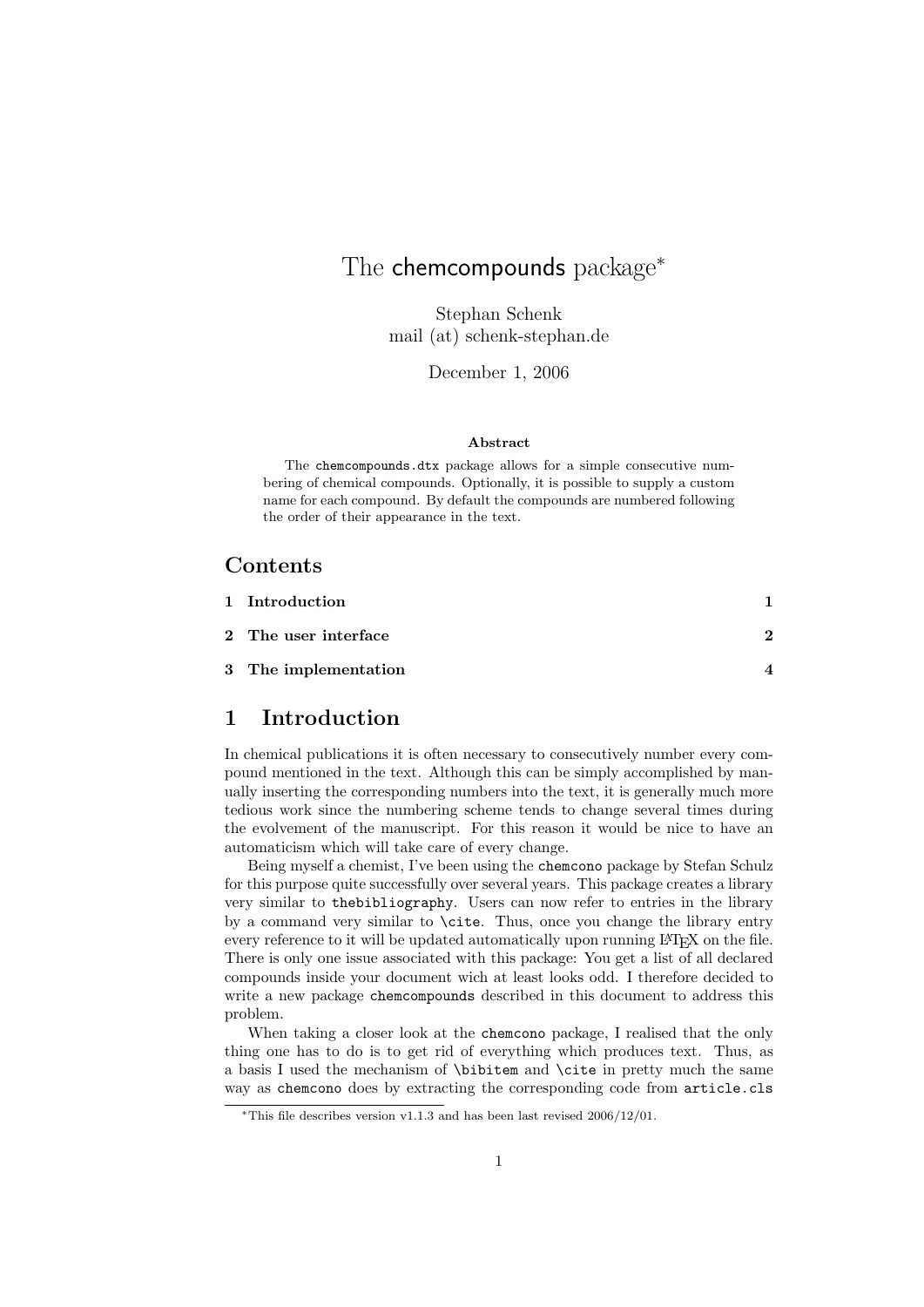# The chemcompounds package[*]

Stephan Schenk
mail (at) schenk-stephan.de

December 1, 2006

**Abstract**

The chemcompounds.dtx package allows for a simple consecutive numbering of chemical compounds. Optionally, it is possible to supply a custom name for each compound. By default the compounds are numbered following the order of their appearance in the text.

## Contents

| | |
|---|---|
| 1 Introduction | 1 |
| 2 The user interface | 2 |
| 3 The implementation | 4 |

## 1 Introduction

In chemical publications it is often necessary to consecutively number every compound mentioned in the text. Although this can be simply accomplished by manually inserting the corresponding numbers into the text, it is generally much more tedious work since the numbering scheme tends to change several times during the evolvement of the manuscript. For this reason it would be nice to have an automaticism which will take care of every change.

Being myself a chemist, I've been using the chemcono package by Stefan Schulz for this purpose quite successfully over several years. This package creates a library very similar to thebibliography. Users can now refer to entries in the library by a command very similar to \cite. Thus, once you change the library entry every reference to it will be updated automatically upon running LaTeX on the file. There is only one issue associated with this package: You get a list of all declared compounds inside your document wich at least looks odd. I therefore decided to write a new package chemcompounds described in this document to address this problem.

When taking a closer look at the chemcono package, I realised that the only thing one has to do is to get rid of everything which produces text. Thus, as a basis I used the mechanism of \bibitem and \cite in pretty much the same way as chemcono does by extracting the corresponding code from article.cls

[*]This file describes version v1.1.3 and has been last revised 2006/12/01.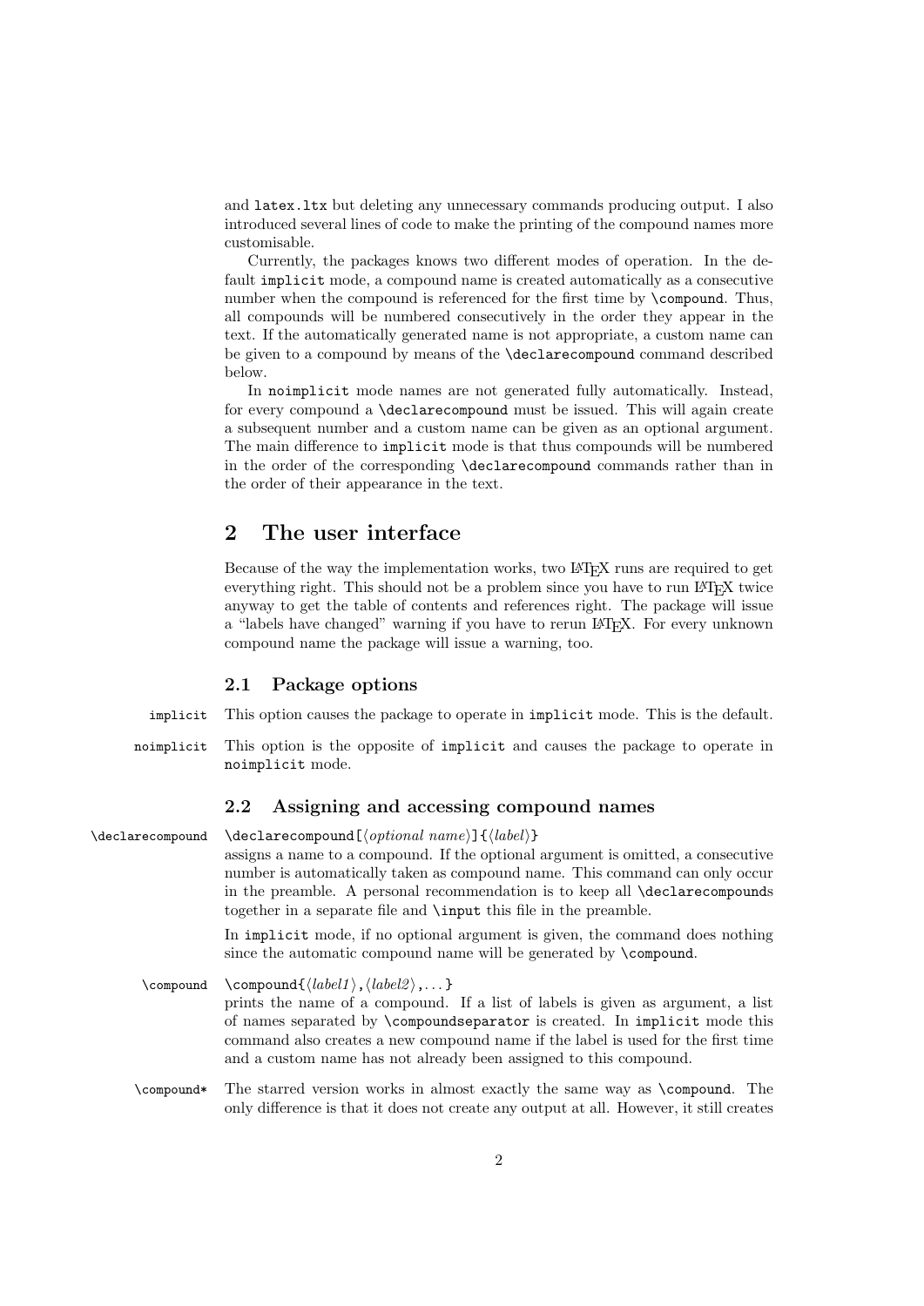and `latex.ltx` but deleting any unnecessary commands producing output. I also introduced several lines of code to make the printing of the compound names more customisable.

Currently, the packages knows two different modes of operation. In the default `implicit` mode, a compound name is created automatically as a consecutive number when the compound is referenced for the first time by `\compound`. Thus, all compounds will be numbered consecutively in the order they appear in the text. If the automatically generated name is not appropriate, a custom name can be given to a compound by means of the `\declarecompound` command described below.

In `noimplicit` mode names are not generated fully automatically. Instead, for every compound a `\declarecompound` must be issued. This will again create a subsequent number and a custom name can be given as an optional argument. The main difference to `implicit` mode is that thus compounds will be numbered in the order of the corresponding `\declarecompound` commands rather than in the order of their appearance in the text.

## 2 The user interface

Because of the way the implementation works, two LaTeX runs are required to get everything right. This should not be a problem since you have to run LaTeX twice anyway to get the table of contents and references right. The package will issue a “labels have changed” warning if you have to rerun LaTeX. For every unknown compound name the package will issue a warning, too.

### 2.1 Package options

`implicit` This option causes the package to operate in `implicit` mode. This is the default.

`noimplicit` This option is the opposite of `implicit` and causes the package to operate in `noimplicit` mode.

### 2.2 Assigning and accessing compound names

`\declarecompound` `\declarecompound[`⟨*optional name*⟩`]{`⟨*label*⟩`}`
assigns a name to a compound. If the optional argument is omitted, a consecutive number is automatically taken as compound name. This command can only occur in the preamble. A personal recommendation is to keep all `\declarecompound`s together in a separate file and `\input` this file in the preamble.

In `implicit` mode, if no optional argument is given, the command does nothing since the automatic compound name will be generated by `\compound`.

`\compound` `\compound{`⟨*label1*⟩`,`⟨*label2*⟩`,...}`
prints the name of a compound. If a list of labels is given as argument, a list of names separated by `\compoundseparator` is created. In `implicit` mode this command also creates a new compound name if the label is used for the first time and a custom name has not already been assigned to this compound.

`\compound*` The starred version works in almost exactly the same way as `\compound`. The only difference is that it does not create any output at all. However, it still creates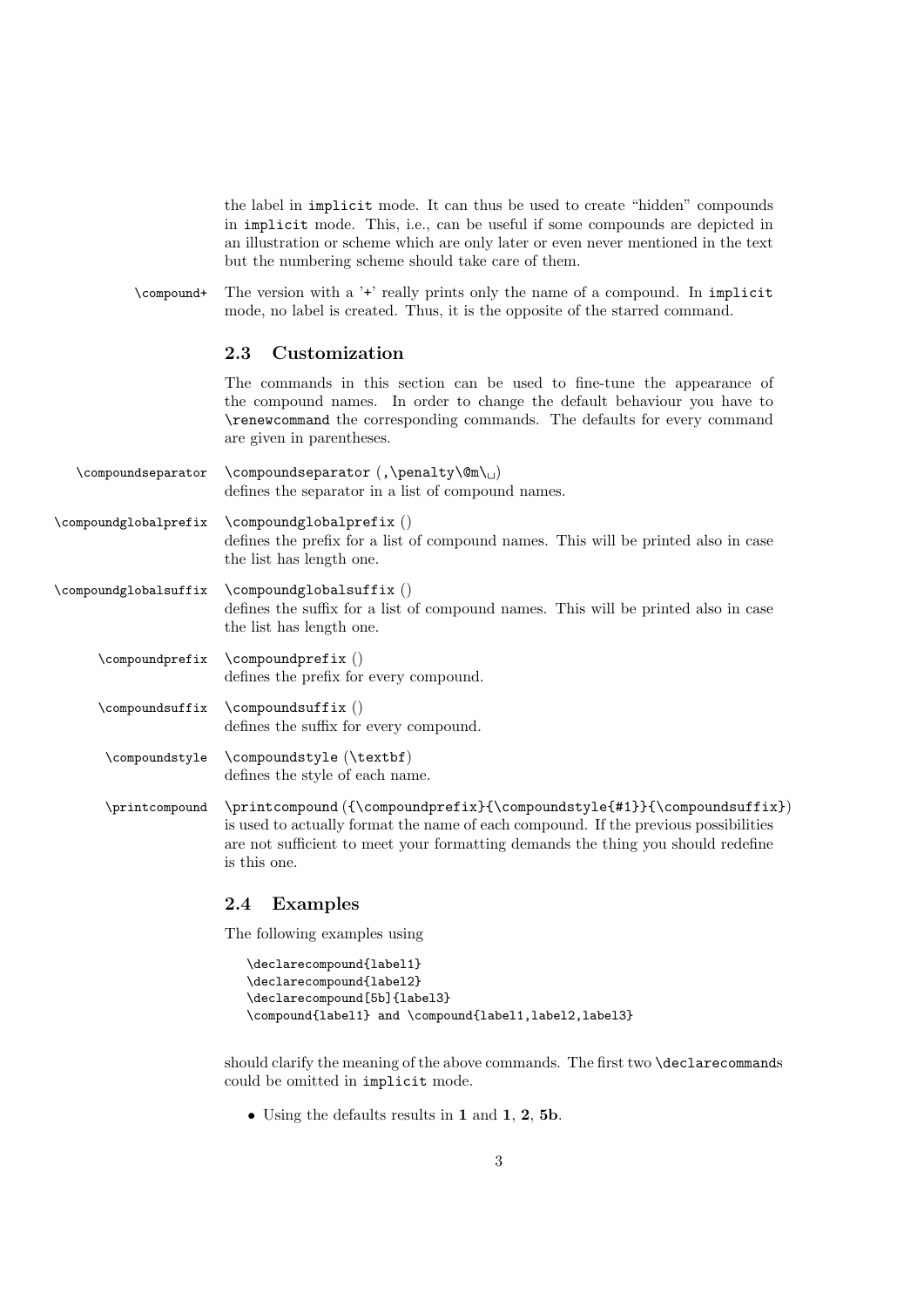the label in `implicit` mode. It can thus be used to create "hidden" compounds in `implicit` mode. This, i.e., can be useful if some compounds are depicted in an illustration or scheme which are only later or even never mentioned in the text but the numbering scheme should take care of them.

`\compound+` The version with a '+' really prints only the name of a compound. In `implicit` mode, no label is created. Thus, it is the opposite of the starred command.

### 2.3 Customization

The commands in this section can be used to fine-tune the appearance of the compound names. In order to change the default behaviour you have to `\renewcommand` the corresponding commands. The defaults for every command are given in parentheses.

`\compoundseparator` (`,\penalty\@m␣`)
defines the separator in a list of compound names.

`\compoundglobalprefix` ()
defines the prefix for a list of compound names. This will be printed also in case the list has length one.

`\compoundglobalsuffix` ()
defines the suffix for a list of compound names. This will be printed also in case the list has length one.

`\compoundprefix` ()
defines the prefix for every compound.

`\compoundsuffix` ()
defines the suffix for every compound.

`\compoundstyle` (`\textbf`)
defines the style of each name.

`\printcompound` (`{\compoundprefix}{\compoundstyle{#1}}{\compoundsuffix}`)
is used to actually format the name of each compound. If the previous possibilities are not sufficient to meet your formatting demands the thing you should redefine is this one.

### 2.4 Examples

The following examples using

```
\declarecompound{label1}
\declarecompound{label2}
\declarecompound[5b]{label3}
\compound{label1} and \compound{label1,label2,label3}
```

should clarify the meaning of the above commands. The first two `\declarecommand`s could be omitted in `implicit` mode.

- Using the defaults results in **1** and **1**, **2**, **5b**.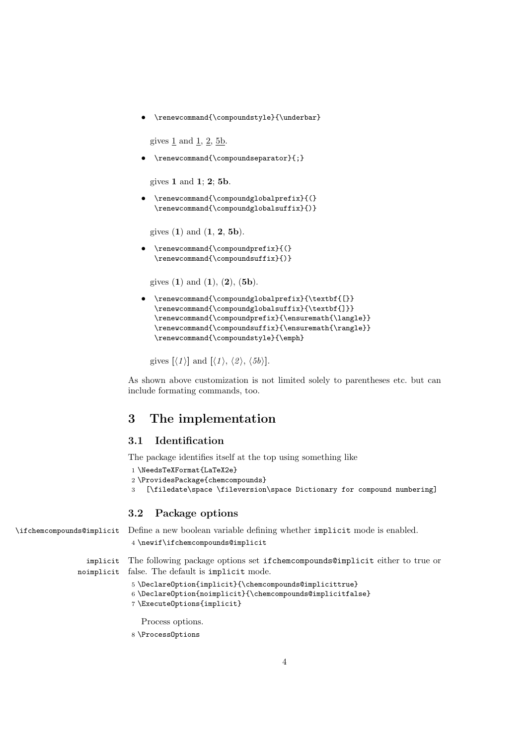- `\renewcommand{\compoundstyle}{\underbar}`

  gives 1 and 1, 2, 5b.

- `\renewcommand{\compoundseparator}{;}`

  gives **1** and **1**; **2**; **5b**.

- `\renewcommand{\compoundglobalprefix}{(}`
  `\renewcommand{\compoundglobalsuffix}{)}`

  gives (**1**) and (**1**, **2**, **5b**).

- `\renewcommand{\compoundprefix}{(}`
  `\renewcommand{\compoundsuffix}{)}`

  gives (**1**) and (**1**), (**2**), (**5b**).

- `\renewcommand{\compoundglobalprefix}{\textbf{[}}`
  `\renewcommand{\compoundglobalsuffix}{\textbf{]}}`
  `\renewcommand{\compoundprefix}{\ensuremath{\langle}}`
  `\renewcommand{\compoundsuffix}{\ensuremath{\rangle}}`
  `\renewcommand{\compoundstyle}{\emph}`

  gives [$\langle$*1*$\rangle$] and [$\langle$*1*$\rangle$, $\langle$*2*$\rangle$, $\langle$*5b*$\rangle$].

As shown above customization is not limited solely to parentheses etc. but can include formating commands, too.

# 3 The implementation

## 3.1 Identification

The package identifies itself at the top using something like

```
1 \NeedsTeXFormat{LaTeX2e}
2 \ProvidesPackage{chemcompounds}
3   [\filedate\space \fileversion\space Dictionary for compound numbering]
```

## 3.2 Package options

`\ifchemcompounds@implicit` Define a new boolean variable defining whether `implicit` mode is enabled.

```
4 \newif\ifchemcompounds@implicit
```

`implicit` `noimplicit` The following package options set `ifchemcompounds@implicit` either to true or false. The default is `implicit` mode.

```
5 \DeclareOption{implicit}{\chemcompounds@implicittrue}
6 \DeclareOption{noimplicit}{\chemcompounds@implicitfalse}
7 \ExecuteOptions{implicit}
```

Process options.

```
8 \ProcessOptions
```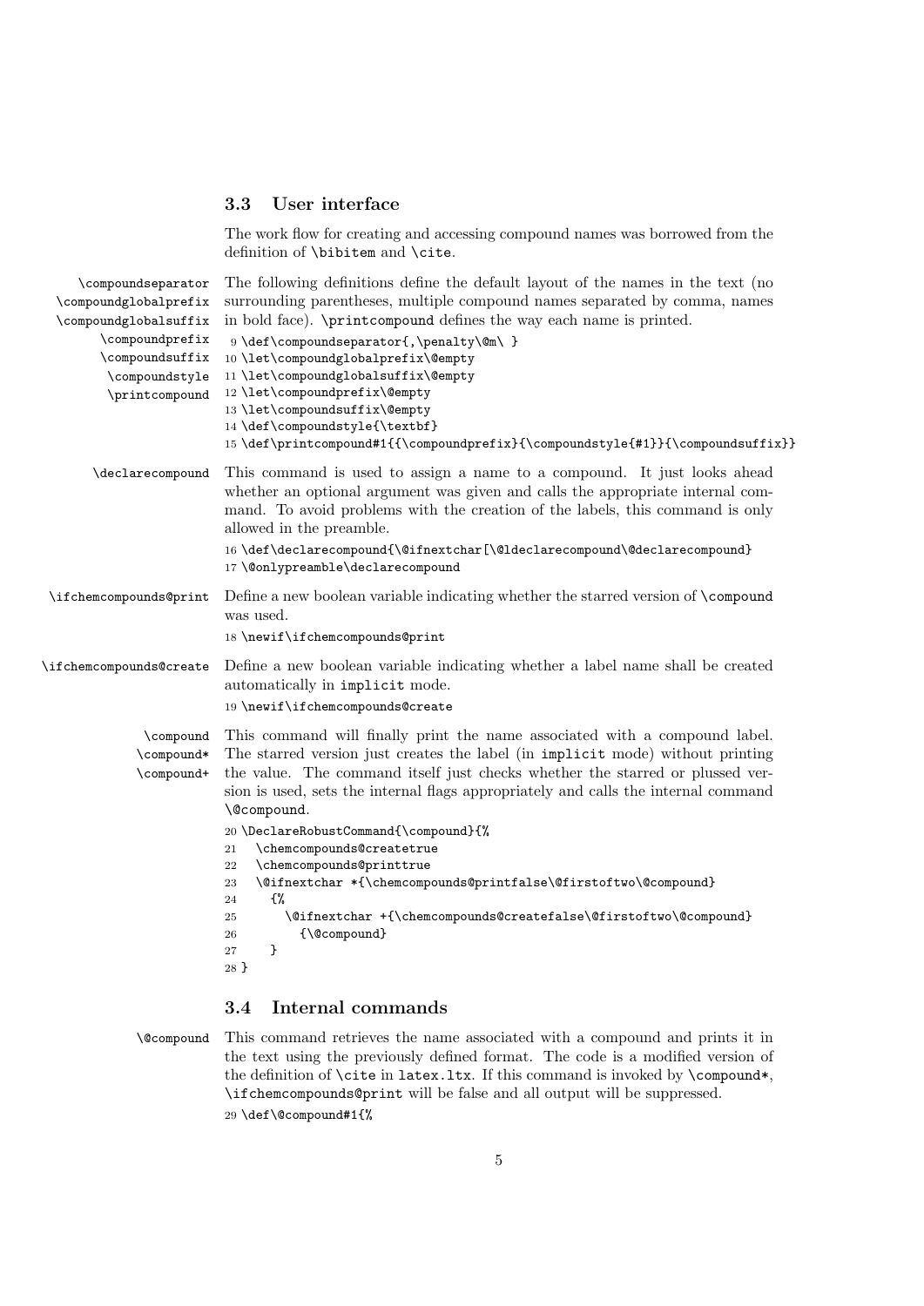### 3.3 User interface

The work flow for creating and accessing compound names was borrowed from the definition of \bibitem and \cite.

\compoundseparator \compoundglobalprefix \compoundglobalsuffix \compoundprefix \compoundsuffix \compoundstyle \printcompound

The following definitions define the default layout of the names in the text (no surrounding parentheses, multiple compound names separated by comma, names in bold face). \printcompound defines the way each name is printed.

```
 9 \def\compoundseparator{,\penalty\@m\ }
10 \let\compoundglobalprefix\@empty
11 \let\compoundglobalsuffix\@empty
12 \let\compoundprefix\@empty
13 \let\compoundsuffix\@empty
14 \def\compoundstyle{\textbf}
15 \def\printcompound#1{{\compoundprefix}{\compoundstyle{#1}}{\compoundsuffix}}
```

\declarecompound

This command is used to assign a name to a compound. It just looks ahead whether an optional argument was given and calls the appropriate internal command. To avoid problems with the creation of the labels, this command is only allowed in the preamble.

```
16 \def\declarecompound{\@ifnextchar[\@ldeclarecompound\@declarecompound}
17 \@onlypreamble\declarecompound
```

\ifchemcompounds@print

Define a new boolean variable indicating whether the starred version of \compound was used.

```
18 \newif\ifchemcompounds@print
```

\ifchemcompounds@create

Define a new boolean variable indicating whether a label name shall be created automatically in implicit mode.

```
19 \newif\ifchemcompounds@create
```

\compound \compound* \compound+

This command will finally print the name associated with a compound label. The starred version just creates the label (in implicit mode) without printing the value. The command itself just checks whether the starred or plussed version is used, sets the internal flags appropriately and calls the internal command \@compound.

```
20 \DeclareRobustCommand{\compound}{%
21   \chemcompounds@createtrue
22   \chemcompounds@printtrue
23   \@ifnextchar *{\chemcompounds@printfalse\@firstoftwo\@compound}
24     {%
25       \@ifnextchar +{\chemcompounds@createfalse\@firstoftwo\@compound}
26         {\@compound}
27     }
28 }
```

### 3.4 Internal commands

\@compound

This command retrieves the name associated with a compound and prints it in the text using the previously defined format. The code is a modified version of the definition of \cite in latex.ltx. If this command is invoked by \compound*, \ifchemcompounds@print will be false and all output will be suppressed.

```
29 \def\@compound#1{%
```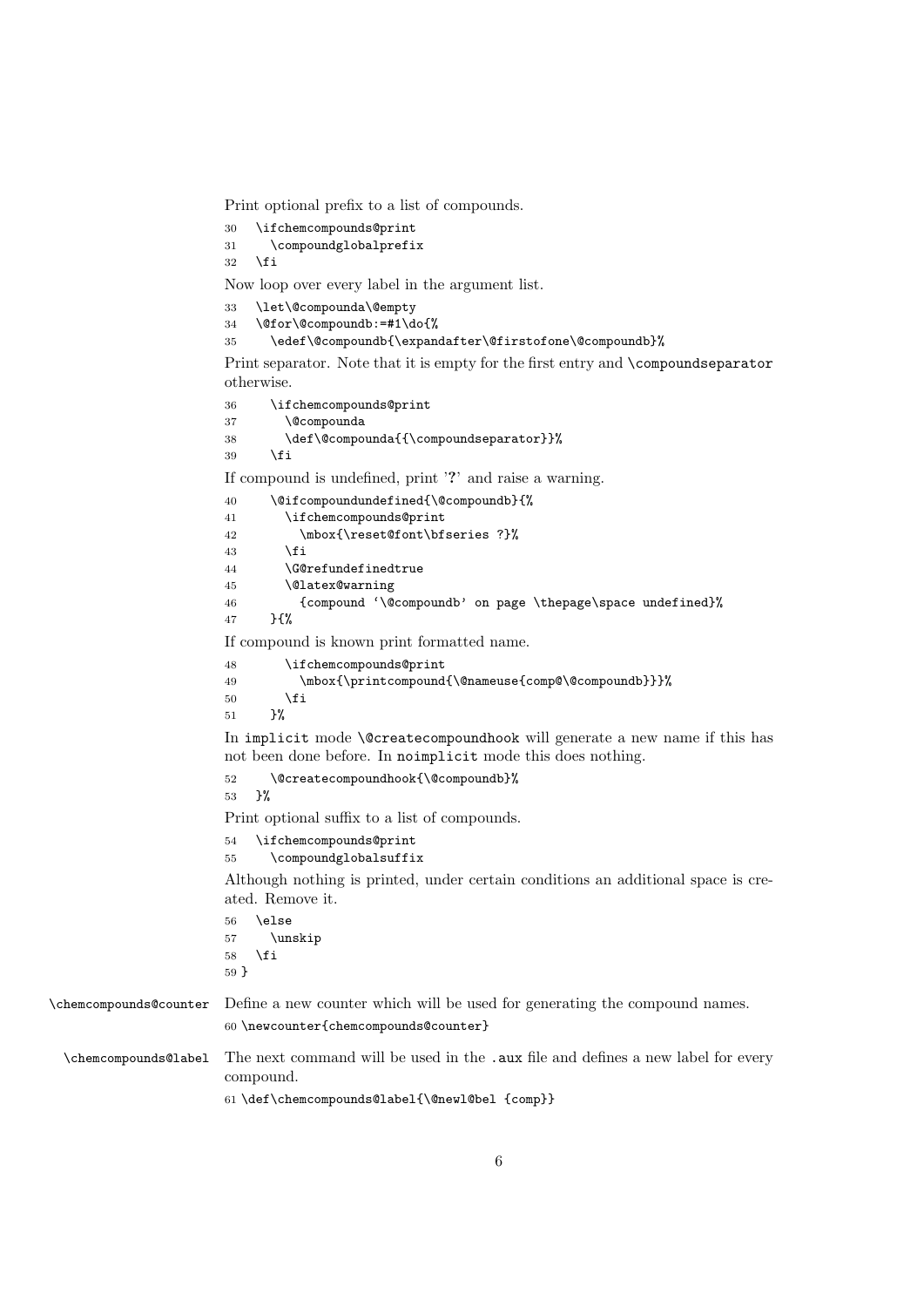Print optional prefix to a list of compounds.

```
30   \ifchemcompounds@print
31     \compoundglobalprefix
32   \fi
```

Now loop over every label in the argument list.

```
33   \let\@compounda\@empty
34   \@for\@compoundb:=#1\do{%
35     \edef\@compoundb{\expandafter\@firstofone\@compoundb}%
```

Print separator. Note that it is empty for the first entry and `\compoundseparator` otherwise.

```
36     \ifchemcompounds@print
37       \@compounda
38       \def\@compounda{{\compoundseparator}}%
39     \fi
```

If compound is undefined, print '?' and raise a warning.

```
40     \@ifcompoundundefined{\@compoundb}{%
41       \ifchemcompounds@print
42         \mbox{\reset@font\bfseries ?}%
43       \fi
44       \G@refundefinedtrue
45       \@latex@warning
46         {compound `\@compoundb' on page \thepage\space undefined}%
47     }{%
```

If compound is known print formatted name.

```
48       \ifchemcompounds@print
49         \mbox{\printcompound{\@nameuse{comp@\@compoundb}}}%
50       \fi
51     }%
```

In `implicit` mode `\@createcompoundhook` will generate a new name if this has not been done before. In `noimplicit` mode this does nothing.

```
52     \@createcompoundhook{\@compoundb}%
53   }%
```

Print optional suffix to a list of compounds.

```
54   \ifchemcompounds@print
55     \compoundglobalsuffix
```

Although nothing is printed, under certain conditions an additional space is created. Remove it.

```
56   \else
57     \unskip
58   \fi
59 }
```

`\chemcompounds@counter` Define a new counter which will be used for generating the compound names.

```
60 \newcounter{chemcompounds@counter}
```

`\chemcompounds@label` The next command will be used in the `.aux` file and defines a new label for every compound.

```
61 \def\chemcompounds@label{\@newl@bel {comp}}
```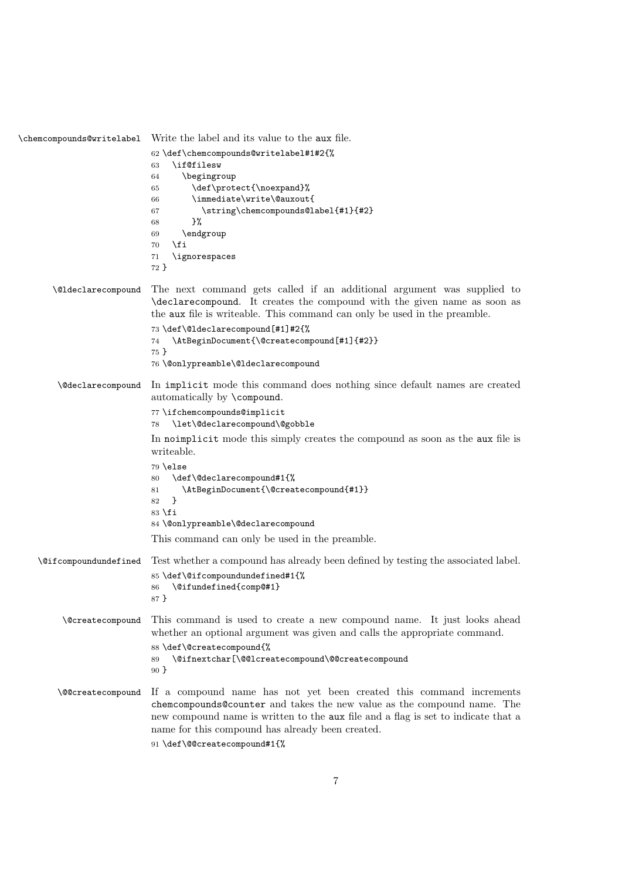`\chemcompounds@writelabel` Write the label and its value to the aux file.

```
62 \def\chemcompounds@writelabel#1#2{%
63   \if@filesw
64     \begingroup
65       \def\protect{\noexpand}%
66       \immediate\write\@auxout{
67         \string\chemcompounds@label{#1}{#2}
68       }%
69     \endgroup
70   \fi
71   \ignorespaces
72 }
```

`\@ldeclarecompound` The next command gets called if an additional argument was supplied to `\declarecompound`. It creates the compound with the given name as soon as the aux file is writeable. This command can only be used in the preamble.

```
73 \def\@ldeclarecompound[#1]#2{%
74   \AtBeginDocument{\@createcompound[#1]{#2}}
75 }
76 \@onlypreamble\@ldeclarecompound
```

`\@declarecompound` In implicit mode this command does nothing since default names are created automatically by `\compound`.

```
77 \ifchemcompounds@implicit
78   \let\@declarecompound\@gobble
```

In noimplicit mode this simply creates the compound as soon as the aux file is writeable.

```
79 \else
80   \def\@declarecompound#1{%
81     \AtBeginDocument{\@createcompound{#1}}
82   }
83 \fi
84 \@onlypreamble\@declarecompound
```

This command can only be used in the preamble.

`\@ifcompoundundefined` Test whether a compound has already been defined by testing the associated label.

```
85 \def\@ifcompoundundefined#1{%
86   \@ifundefined{comp@#1}
87 }
```

`\@createcompound` This command is used to create a new compound name. It just looks ahead whether an optional argument was given and calls the appropriate command.

```
88 \def\@createcompound{%
89   \@ifnextchar[\@@lcreatecompound\@@createcompound
90 }
```

`\@@createcompound` If a compound name has not yet been created this command increments chemcompounds@counter and takes the new value as the compound name. The new compound name is written to the aux file and a flag is set to indicate that a name for this compound has already been created.

```
91 \def\@@createcompound#1{%
```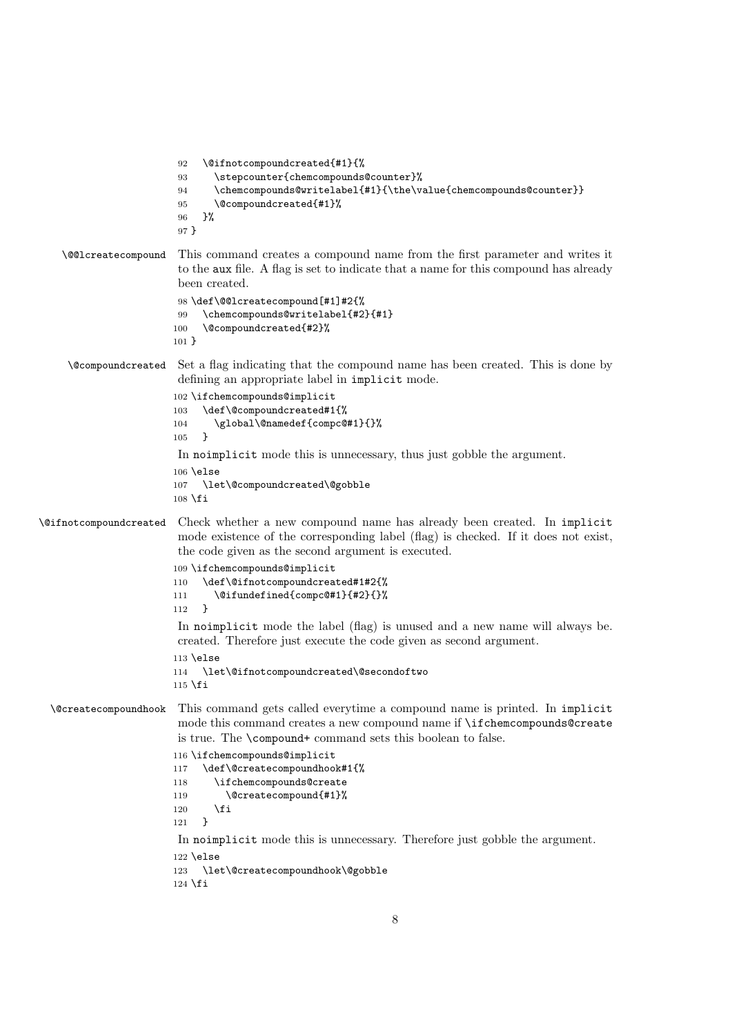```
92   \@ifnotcompoundcreated{#1}{%
93     \stepcounter{chemcompounds@counter}%
94     \chemcompounds@writelabel{#1}{\the\value{chemcompounds@counter}}
95     \@compoundcreated{#1}%
96   }%
97 }
```

**\@@lcreatecompound** This command creates a compound name from the first parameter and writes it to the aux file. A flag is set to indicate that a name for this compound has already been created.

```
98 \def\@@lcreatecompound[#1]#2{%
99   \chemcompounds@writelabel{#2}{#1}
100  \@compoundcreated{#2}%
101 }
```

**\@compoundcreated** Set a flag indicating that the compound name has been created. This is done by defining an appropriate label in implicit mode.

```
102 \ifchemcompounds@implicit
103   \def\@compoundcreated#1{%
104     \global\@namedef{compc@#1}{}%
105   }
```

In noimplicit mode this is unnecessary, thus just gobble the argument.

```
106 \else
107   \let\@compoundcreated\@gobble
108 \fi
```

**\@ifnotcompoundcreated** Check whether a new compound name has already been created. In implicit mode existence of the corresponding label (flag) is checked. If it does not exist, the code given as the second argument is executed.

```
109 \ifchemcompounds@implicit
110   \def\@ifnotcompoundcreated#1#2{%
111     \@ifundefined{compc@#1}{#2}{}%
112   }
```

In noimplicit mode the label (flag) is unused and a new name will always be. created. Therefore just execute the code given as second argument.

```
113 \else
114   \let\@ifnotcompoundcreated\@secondoftwo
115 \fi
```

**\@createcompoundhook** This command gets called everytime a compound name is printed. In implicit mode this command creates a new compound name if \ifchemcompounds@create is true. The \compound+ command sets this boolean to false.

```
116 \ifchemcompounds@implicit
117   \def\@createcompoundhook#1{%
118     \ifchemcompounds@create
119       \@createcompound{#1}%
120     \fi
121   }
```

In noimplicit mode this is unnecessary. Therefore just gobble the argument.

```
122 \else
123   \let\@createcompoundhook\@gobble
124 \fi
```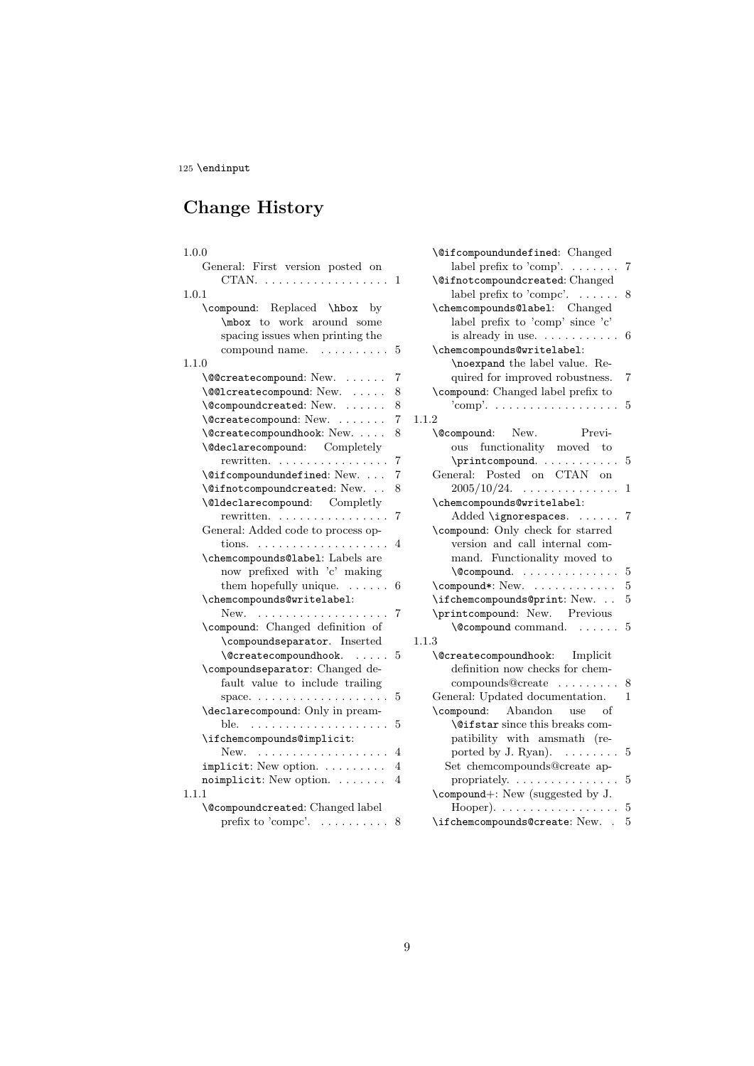125 \endinput

## Change History

1.0.0

- General: First version posted on CTAN. . . . . . . . . . . . . . . . . . 1

1.0.1

- \compound: Replaced \hbox by \mbox to work around some spacing issues when printing the compound name. . . . . . . . . . . 5

1.1.0

- \@@createcompound: New. . . . . . . 7
- \@@lcreatecompound: New. . . . . . 8
- \@compoundcreated: New. . . . . . . 8
- \@createcompound: New. . . . . . . . 7
- \@createcompoundhook: New. . . . . 8
- \@declarecompound: Completely rewritten. . . . . . . . . . . . . . . . . 7
- \@ifcompoundundefined: New. . . . 7
- \@ifnotcompoundcreated: New. . . 8
- \@ldeclarecompound: Completly rewritten. . . . . . . . . . . . . . . . . 7
- General: Added code to process options. . . . . . . . . . . . . . . . . . . . 4
- \chemcompounds@label: Labels are now prefixed with 'c' making them hopefully unique. . . . . . . 6
- \chemcompounds@writelabel: New. . . . . . . . . . . . . . . . . . . . 7
- \compound: Changed definition of \compoundseparator. Inserted \@createcompoundhook. . . . . . 5
- \compoundseparator: Changed default value to include trailing space. . . . . . . . . . . . . . . . . . . . 5
- \declarecompound: Only in preamble. . . . . . . . . . . . . . . . . . . . . 5
- \ifchemcompounds@implicit: New. . . . . . . . . . . . . . . . . . . . 4
- implicit: New option. . . . . . . . . . 4
- noimplicit: New option. . . . . . . . 4

1.1.1

- \@compoundcreated: Changed label prefix to 'compc'. . . . . . . . . . . 8
- \@ifcompoundundefined: Changed label prefix to 'comp'. . . . . . . . 7
- \@ifnotcompoundcreated: Changed label prefix to 'compc'. . . . . . . 8
- \chemcompounds@label: Changed label prefix to 'comp' since 'c' is already in use. . . . . . . . . . . . 6
- \chemcompounds@writelabel: \noexpand the label value. Required for improved robustness. 7
- \compound: Changed label prefix to 'comp'. . . . . . . . . . . . . . . . . . . 5

1.1.2

- \@compound: New. Previous functionality moved to \printcompound. . . . . . . . . . . . 5
- General: Posted on CTAN on 2005/10/24. . . . . . . . . . . . . . . 1
- \chemcompounds@writelabel: Added \ignorespaces. . . . . . . 7
- \compound: Only check for starred version and call internal command. Functionality moved to \@compound. . . . . . . . . . . . . . . 5
- \compound*: New. . . . . . . . . . . . . 5
- \ifchemcompounds@print: New. . . 5
- \printcompound: New. Previous \@compound command. . . . . . . 5

1.1.3

- \@createcompoundhook: Implicit definition now checks for chemcompounds@create . . . . . . . . . 8
- General: Updated documentation. 1
- \compound: Abandon use of \@ifstar since this breaks compatibility with amsmath (reported by J. Ryan). . . . . . . . . 5
  - Set chemcompounds@create appropriately. . . . . . . . . . . . . . . . 5
- \compound+: New (suggested by J. Hooper). . . . . . . . . . . . . . . . . . 5
- \ifchemcompounds@create: New. . 5